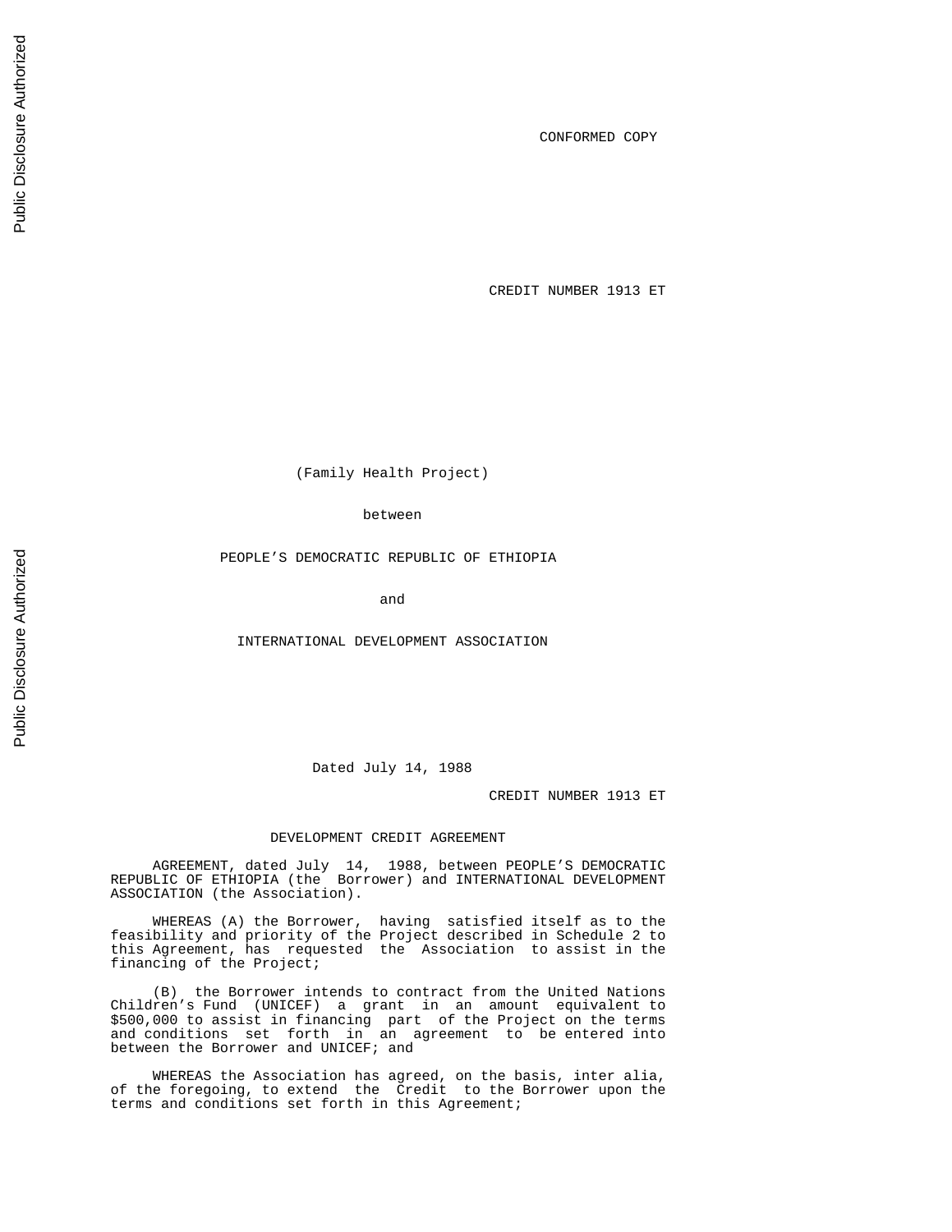CONFORMED COPY

CREDIT NUMBER 1913 ET

(Family Health Project)

between

PEOPLE'S DEMOCRATIC REPUBLIC OF ETHIOPIA

and

INTERNATIONAL DEVELOPMENT ASSOCIATION

Dated July 14, 1988

CREDIT NUMBER 1913 ET

# DEVELOPMENT CREDIT AGREEMENT

AGREEMENT, dated July 14, 1988, between PEOPLE'S DEMOCRATIC REPUBLIC OF ETHIOPIA (the Borrower) and INTERNATIONAL DEVELOPMENT ASSOCIATION (the Association).

WHEREAS (A) the Borrower, having satisfied itself as to the feasibility and priority of the Project described in Schedule 2 to this Agreement, has requested the Association to assist in the financing of the Project;

(B) the Borrower intends to contract from the United Nations Children's Fund (UNICEF) a grant in an amount equivalent to $500,000 to assist in financing part of the Project on the terms and conditions set forth in an agreement to be entered into between the Borrower and UNICEF; and

WHEREAS the Association has agreed, on the basis, inter alia, of the foregoing, to extend the Credit to the Borrower upon the terms and conditions set forth in this Agreement;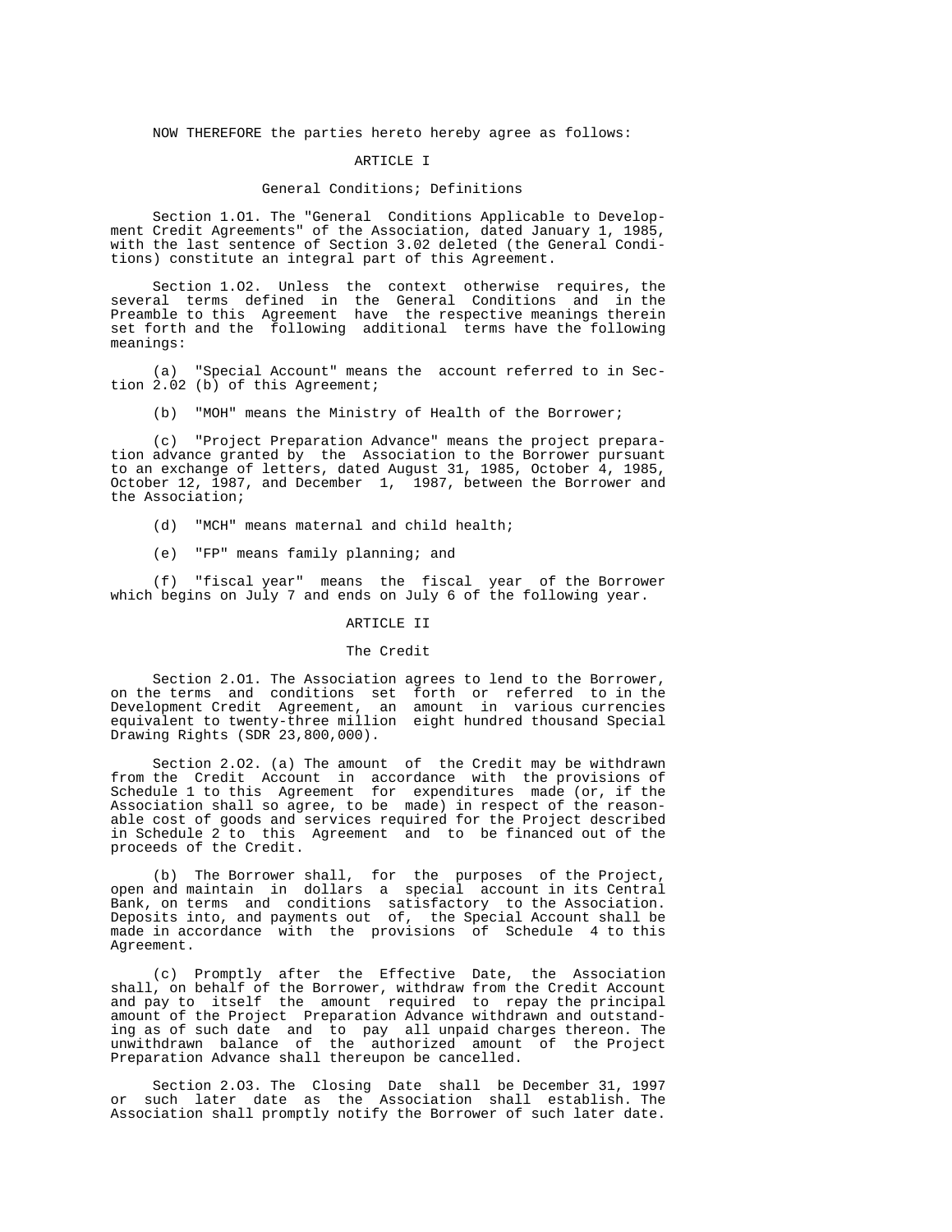NOW THEREFORE the parties hereto hereby agree as follows:

## ARTICLE I

### General Conditions; Definitions

Section 1.01. The "General Conditions Applicable to Development Credit Agreements" of the Association, dated January 1, 1985, with the last sentence of Section 3.02 deleted (the General Conditions) constitute an integral part of this Agreement.

Section 1.02. Unless the context otherwise requires, the several terms defined in the General Conditions and in the Preamble to this Agreement have the respective meanings therein set forth and the following additional terms have the following meanings:

(a) "Special Account" means the account referred to in Section 2.02 (b) of this Agreement;

(b) "MOH" means the Ministry of Health of the Borrower;

(c) "Project Preparation Advance" means the project preparation advance granted by the Association to the Borrower pursuant to an exchange of letters, dated August 31, 1985, October 4, 1985, October 12, 1987, and December 1, 1987, between the Borrower and the Association;

(d) "MCH" means maternal and child health;

(e) "FP" means family planning; and

(f) "fiscal year" means the fiscal year of the Borrower which begins on July 7 and ends on July 6 of the following year.

## ARTICLE II

### The Credit

Section 2.01. The Association agrees to lend to the Borrower, on the terms and conditions set forth or referred to in the Development Credit Agreement, an amount in various currencies equivalent to twenty-three million eight hundred thousand Special Drawing Rights (SDR 23,800,000).

Section 2.02. (a) The amount of the Credit may be withdrawn from the Credit Account in accordance with the provisions of Schedule 1 to this Agreement for expenditures made (or, if the Association shall so agree, to be made) in respect of the reasonable cost of goods and services required for the Project described in Schedule 2 to this Agreement and to be financed out of the proceeds of the Credit.

(b) The Borrower shall, for the purposes of the Project, open and maintain in dollars a special account in its Central Bank, on terms and conditions satisfactory to the Association. Deposits into, and payments out of, the Special Account shall be made in accordance with the provisions of Schedule 4 to this Agreement.

(c) Promptly after the Effective Date, the Association shall, on behalf of the Borrower, withdraw from the Credit Account and pay to itself the amount required to repay the principal amount of the Project Preparation Advance withdrawn and outstanding as of such date and to pay all unpaid charges thereon. The unwithdrawn balance of the authorized amount of the Project Preparation Advance shall thereupon be cancelled.

Section 2.03. The Closing Date shall be December 31, 1997 or such later date as the Association shall establish. The Association shall promptly notify the Borrower of such later date.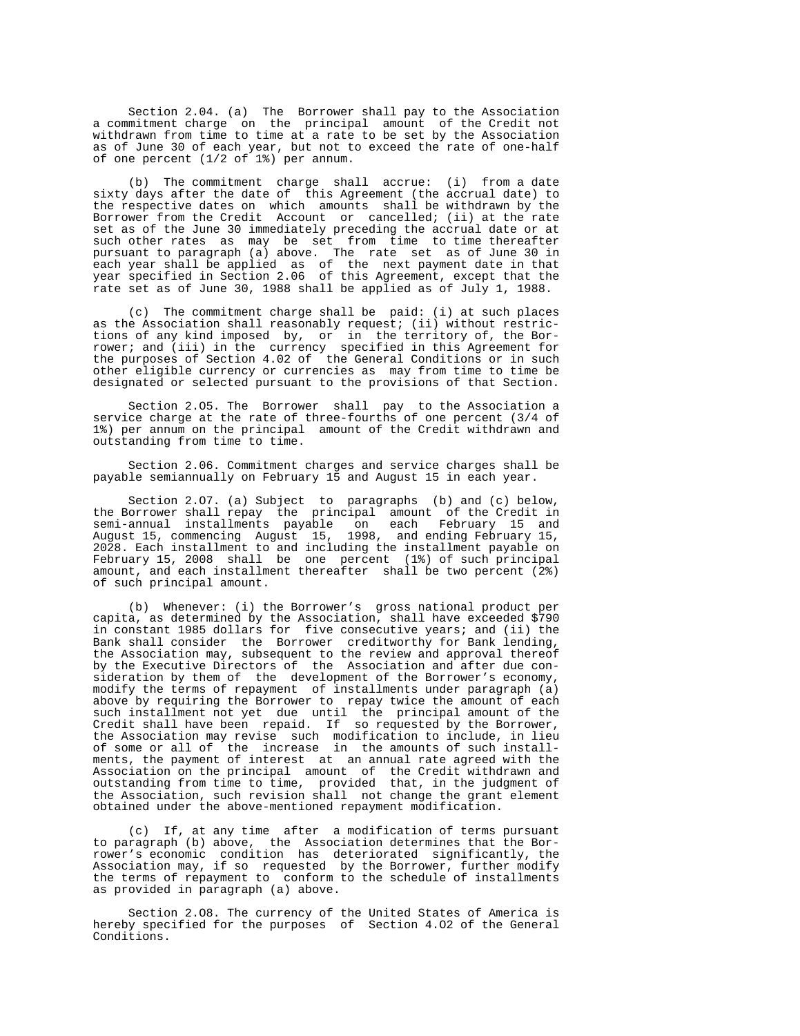Section 2.04. (a) The Borrower shall pay to the Association a commitment charge on the principal amount of the Credit not withdrawn from time to time at a rate to be set by the Association as of June 30 of each year, but not to exceed the rate of one-half of one percent (1/2 of 1%) per annum.

(b) The commitment charge shall accrue: (i) from a date sixty days after the date of this Agreement (the accrual date) to the respective dates on which amounts shall be withdrawn by the Borrower from the Credit Account or cancelled; (ii) at the rate set as of the June 30 immediately preceding the accrual date or at such other rates as may be set from time to time thereafter pursuant to paragraph (a) above. The rate set as of June 30 in each year shall be applied as of the next payment date in that year specified in Section 2.06 of this Agreement, except that the rate set as of June 30, 1988 shall be applied as of July 1, 1988.

(c) The commitment charge shall be paid: (i) at such places as the Association shall reasonably request; (ii) without restrictions of any kind imposed by, or in the territory of, the Borrower; and (iii) in the currency specified in this Agreement for the purposes of Section 4.02 of the General Conditions or in such other eligible currency or currencies as may from time to time be designated or selected pursuant to the provisions of that Section.

Section 2.05. The Borrower shall pay to the Association a service charge at the rate of three-fourths of one percent (3/4 of 1%) per annum on the principal amount of the Credit withdrawn and outstanding from time to time.

Section 2.06. Commitment charges and service charges shall be payable semiannually on February 15 and August 15 in each year.

Section 2.07. (a) Subject to paragraphs (b) and (c) below, the Borrower shall repay the principal amount of the Credit in semi-annual installments payable on each February 15 and August 15, commencing August 15, 1998, and ending February 15, 2028. Each installment to and including the installment payable on February 15, 2008 shall be one percent (1%) of such principal amount, and each installment thereafter shall be two percent (2%) of such principal amount.

(b) Whenever: (i) the Borrower's gross national product per capita, as determined by the Association, shall have exceeded $790 in constant 1985 dollars for five consecutive years; and (ii) the Bank shall consider the Borrower creditworthy for Bank lending, the Association may, subsequent to the review and approval thereof by the Executive Directors of the Association and after due consideration by them of the development of the Borrower's economy, modify the terms of repayment of installments under paragraph (a) above by requiring the Borrower to repay twice the amount of each such installment not yet due until the principal amount of the Credit shall have been repaid. If so requested by the Borrower, the Association may revise such modification to include, in lieu of some or all of the increase in the amounts of such installments, the payment of interest at an annual rate agreed with the Association on the principal amount of the Credit withdrawn and outstanding from time to time, provided that, in the judgment of the Association, such revision shall not change the grant element obtained under the above-mentioned repayment modification.

(c) If, at any time after a modification of terms pursuant to paragraph (b) above, the Association determines that the Borrower's economic condition has deteriorated significantly, the Association may, if so requested by the Borrower, further modify the terms of repayment to conform to the schedule of installments as provided in paragraph (a) above.

Section 2.08. The currency of the United States of America is hereby specified for the purposes of Section 4.02 of the General Conditions.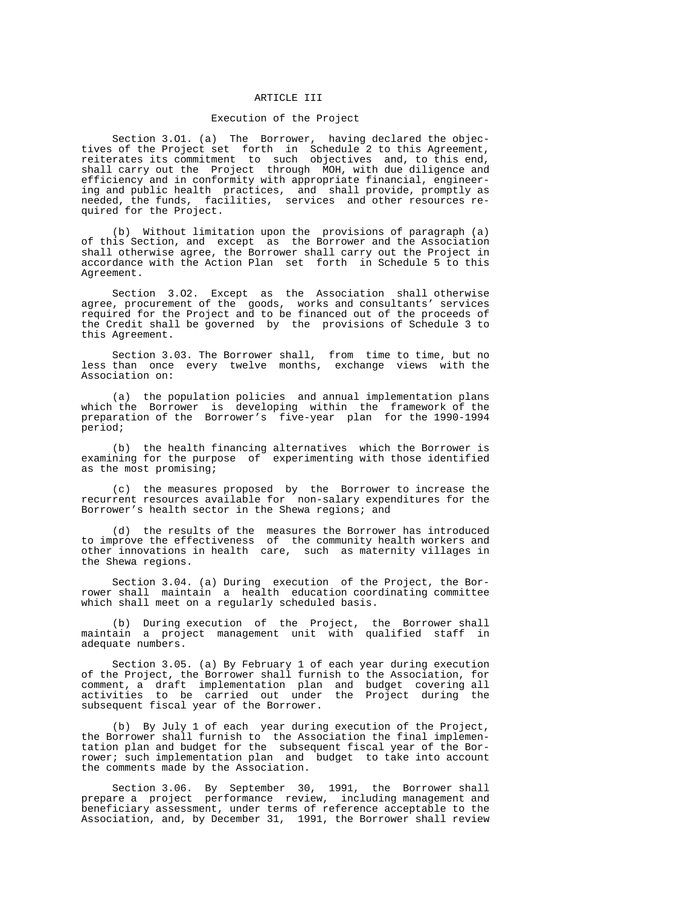# ARTICLE III

## Execution of the Project

Section 3.01. (a) The Borrower, having declared the objectives of the Project set forth in Schedule 2 to this Agreement, reiterates its commitment to such objectives and, to this end, shall carry out the Project through MOH, with due diligence and efficiency and in conformity with appropriate financial, engineering and public health practices, and shall provide, promptly as needed, the funds, facilities, services and other resources required for the Project.

(b) Without limitation upon the provisions of paragraph (a) of this Section, and except as the Borrower and the Association shall otherwise agree, the Borrower shall carry out the Project in accordance with the Action Plan set forth in Schedule 5 to this Agreement.

Section 3.02. Except as the Association shall otherwise agree, procurement of the goods, works and consultants' services required for the Project and to be financed out of the proceeds of the Credit shall be governed by the provisions of Schedule 3 to this Agreement.

Section 3.03. The Borrower shall, from time to time, but no less than once every twelve months, exchange views with the Association on:

(a) the population policies and annual implementation plans which the Borrower is developing within the framework of the preparation of the Borrower's five-year plan for the 1990-1994 period;

(b) the health financing alternatives which the Borrower is examining for the purpose of experimenting with those identified as the most promising;

(c) the measures proposed by the Borrower to increase the recurrent resources available for non-salary expenditures for the Borrower's health sector in the Shewa regions; and

(d) the results of the measures the Borrower has introduced to improve the effectiveness of the community health workers and other innovations in health care, such as maternity villages in the Shewa regions.

Section 3.04. (a) During execution of the Project, the Borrower shall maintain a health education coordinating committee which shall meet on a regularly scheduled basis.

(b) During execution of the Project, the Borrower shall maintain a project management unit with qualified staff in adequate numbers.

Section 3.05. (a) By February 1 of each year during execution of the Project, the Borrower shall furnish to the Association, for comment, a draft implementation plan and budget covering all activities to be carried out under the Project during the subsequent fiscal year of the Borrower.

(b) By July 1 of each year during execution of the Project, the Borrower shall furnish to the Association the final implementation plan and budget for the subsequent fiscal year of the Borrower; such implementation plan and budget to take into account the comments made by the Association.

Section 3.06. By September 30, 1991, the Borrower shall prepare a project performance review, including management and beneficiary assessment, under terms of reference acceptable to the Association, and, by December 31, 1991, the Borrower shall review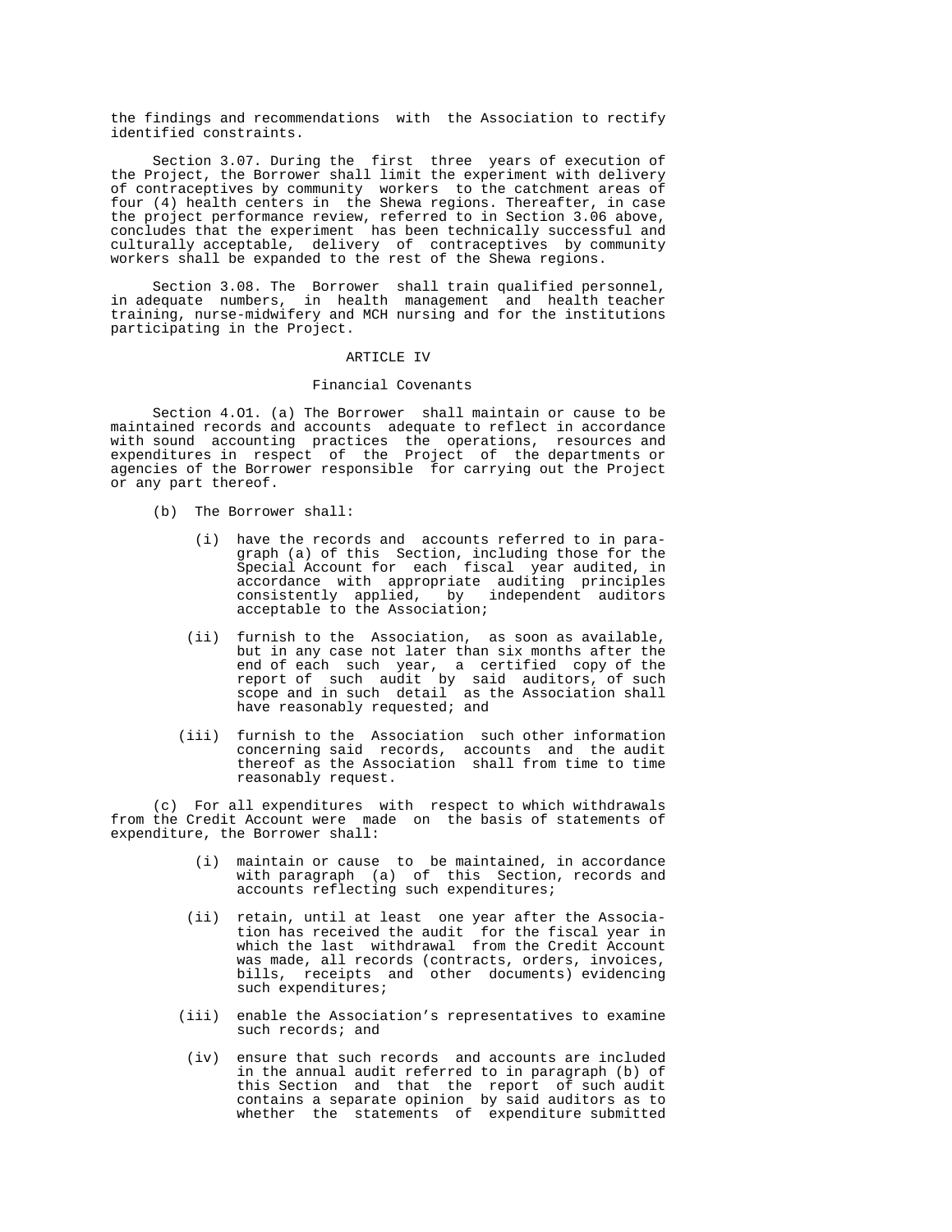the findings and recommendations with the Association to rectify identified constraints.

Section 3.07. During the first three years of execution of the Project, the Borrower shall limit the experiment with delivery of contraceptives by community workers to the catchment areas of four (4) health centers in the Shewa regions. Thereafter, in case the project performance review, referred to in Section 3.06 above, concludes that the experiment has been technically successful and culturally acceptable, delivery of contraceptives by community workers shall be expanded to the rest of the Shewa regions.

Section 3.08. The Borrower shall train qualified personnel, in adequate numbers, in health management and health teacher training, nurse-midwifery and MCH nursing and for the institutions participating in the Project.

## ARTICLE IV

### Financial Covenants

Section 4.01. (a) The Borrower shall maintain or cause to be maintained records and accounts adequate to reflect in accordance with sound accounting practices the operations, resources and expenditures in respect of the Project of the departments or agencies of the Borrower responsible for carrying out the Project or any part thereof.

(b) The Borrower shall:

(i) have the records and accounts referred to in paragraph (a) of this Section, including those for the Special Account for each fiscal year audited, in accordance with appropriate auditing principles consistently applied, by independent auditors acceptable to the Association;

(ii) furnish to the Association, as soon as available, but in any case not later than six months after the end of each such year, a certified copy of the report of such audit by said auditors, of such scope and in such detail as the Association shall have reasonably requested; and

(iii) furnish to the Association such other information concerning said records, accounts and the audit thereof as the Association shall from time to time reasonably request.

(c) For all expenditures with respect to which withdrawals from the Credit Account were made on the basis of statements of expenditure, the Borrower shall:

(i) maintain or cause to be maintained, in accordance with paragraph (a) of this Section, records and accounts reflecting such expenditures;

(ii) retain, until at least one year after the Association has received the audit for the fiscal year in which the last withdrawal from the Credit Account was made, all records (contracts, orders, invoices, bills, receipts and other documents) evidencing such expenditures;

(iii) enable the Association's representatives to examine such records; and

(iv) ensure that such records and accounts are included in the annual audit referred to in paragraph (b) of this Section and that the report of such audit contains a separate opinion by said auditors as to whether the statements of expenditure submitted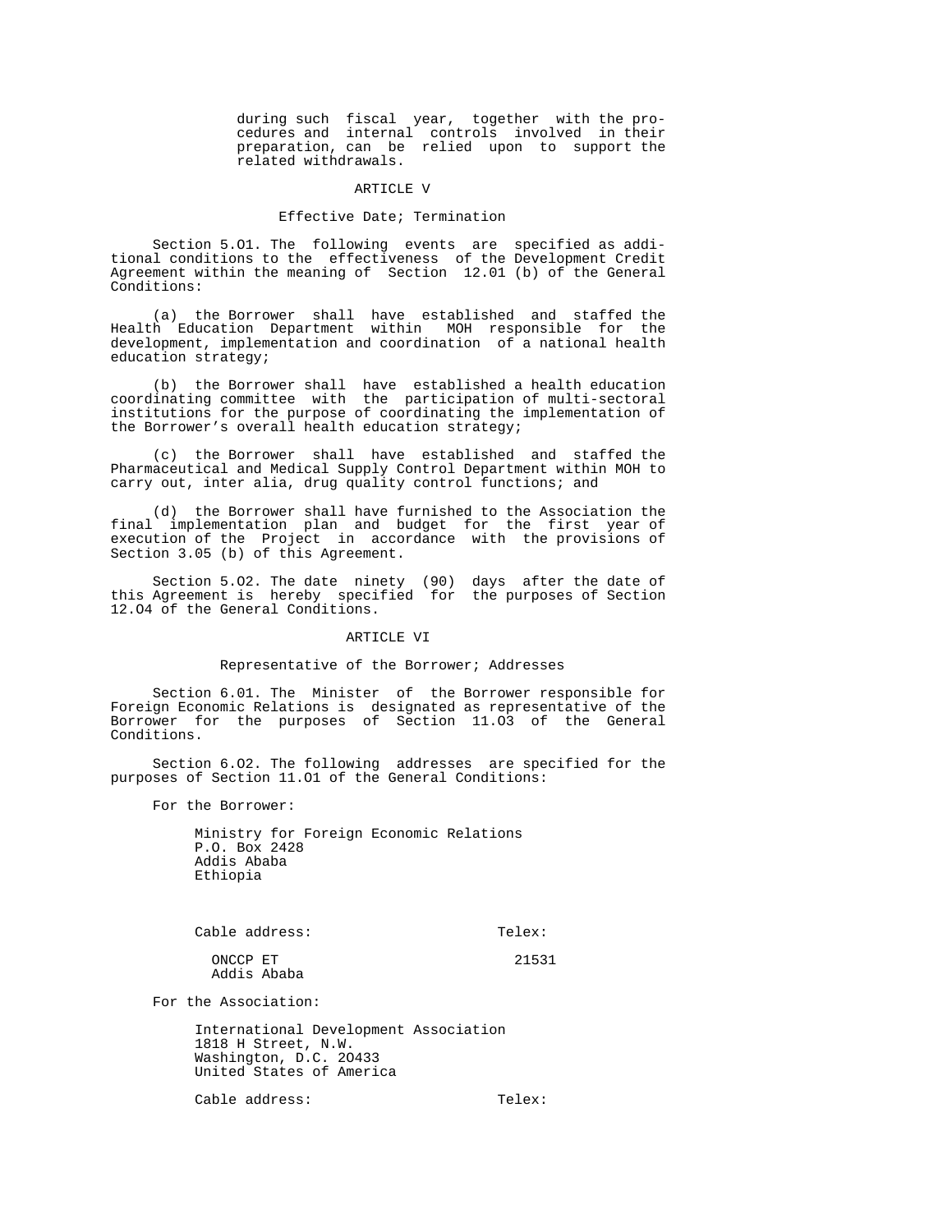during such fiscal year, together with the procedures and internal controls involved in their preparation, can be relied upon to support the related withdrawals.

## ARTICLE V

### Effective Date; Termination

Section 5.01. The following events are specified as additional conditions to the effectiveness of the Development Credit Agreement within the meaning of Section 12.01 (b) of the General Conditions:

(a) the Borrower shall have established and staffed the Health Education Department within MOH responsible for the development, implementation and coordination of a national health education strategy;

(b) the Borrower shall have established a health education coordinating committee with the participation of multi-sectoral institutions for the purpose of coordinating the implementation of the Borrower's overall health education strategy;

(c) the Borrower shall have established and staffed the Pharmaceutical and Medical Supply Control Department within MOH to carry out, inter alia, drug quality control functions; and

(d) the Borrower shall have furnished to the Association the final implementation plan and budget for the first year of execution of the Project in accordance with the provisions of Section 3.05 (b) of this Agreement.

Section 5.02. The date ninety (90) days after the date of this Agreement is hereby specified for the purposes of Section 12.04 of the General Conditions.

## ARTICLE VI

### Representative of the Borrower; Addresses

Section 6.01. The Minister of the Borrower responsible for Foreign Economic Relations is designated as representative of the Borrower for the purposes of Section 11.03 of the General Conditions.

Section 6.02. The following addresses are specified for the purposes of Section 11.01 of the General Conditions:

For the Borrower:

Ministry for Foreign Economic Relations
P.O. Box 2428
Addis Ababa
Ethiopia

| Cable address: | Telex: |
|---|---|
| ONCCP ET<br>Addis Ababa | 21531 |

For the Association:

International Development Association
1818 H Street, N.W.
Washington, D.C. 20433
United States of America

| Cable address: | Telex: |
|---|---|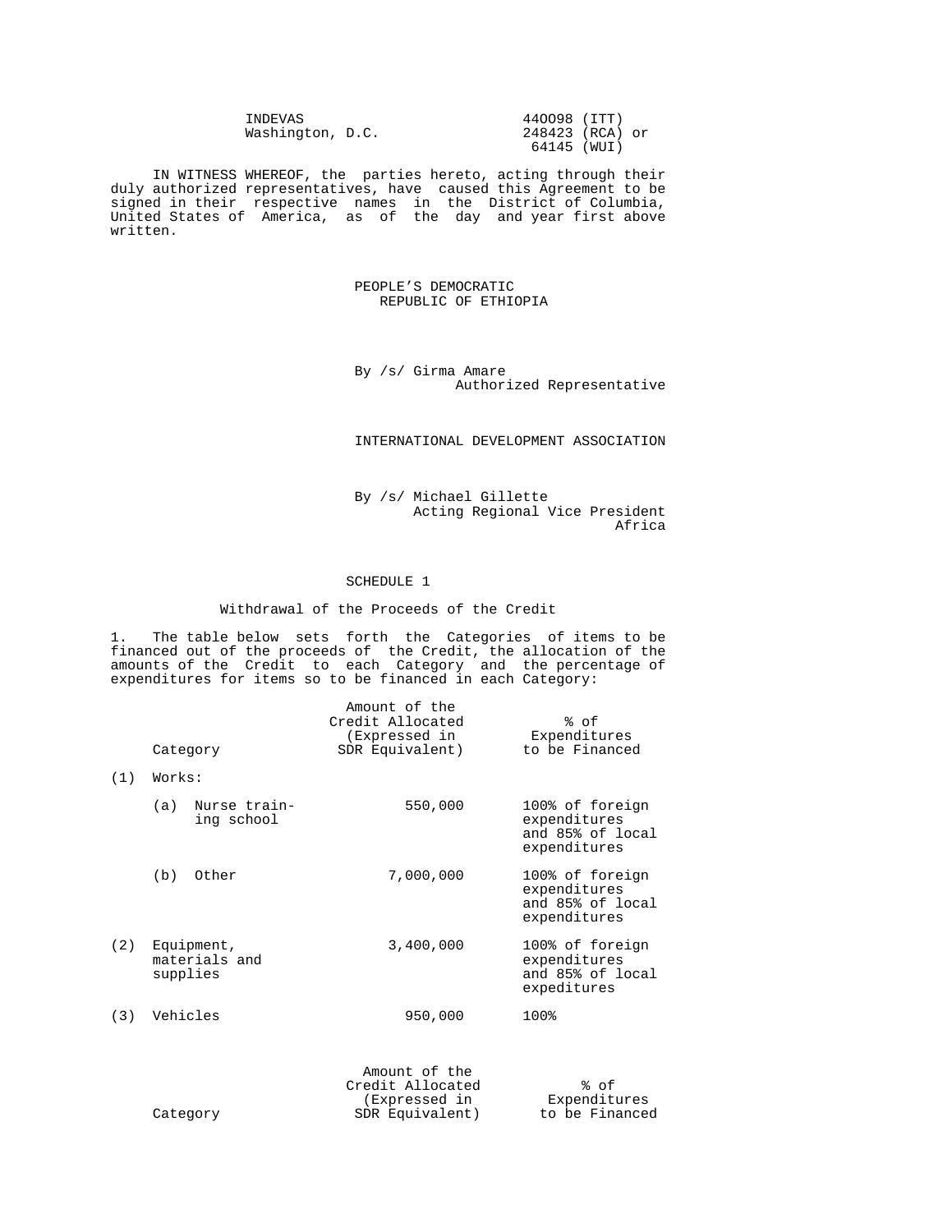INDEVAS  
Washington, D.C.

440098 (ITT)  
248423 (RCA) or  
64145 (WUI)

IN WITNESS WHEREOF, the parties hereto, acting through their duly authorized representatives, have caused this Agreement to be signed in their respective names in the District of Columbia, United States of America, as of the day and year first above written.

PEOPLE'S DEMOCRATIC REPUBLIC OF ETHIOPIA

By /s/ Girma Amare  
Authorized Representative

INTERNATIONAL DEVELOPMENT ASSOCIATION

By /s/ Michael Gillette  
Acting Regional Vice President  
Africa

## SCHEDULE 1

### Withdrawal of the Proceeds of the Credit

1. The table below sets forth the Categories of items to be financed out of the proceeds of the Credit, the allocation of the amounts of the Credit to each Category and the percentage of expenditures for items so to be financed in each Category:

| Category | Amount of the Credit Allocated (Expressed in SDR Equivalent) | % of Expenditures to be Financed |
|---|---|---|
| (1) Works: | | |
| (a) Nurse training school | 550,000 | 100% of foreign expenditures and 85% of local expenditures |
| (b) Other | 7,000,000 | 100% of foreign expenditures and 85% of local expenditures |
| (2) Equipment, materials and supplies | 3,400,000 | 100% of foreign expenditures and 85% of local expeditures |
| (3) Vehicles | 950,000 | 100% |

| Category | Amount of the Credit Allocated (Expressed in SDR Equivalent) | % of Expenditures to be Financed |
|---|---|---|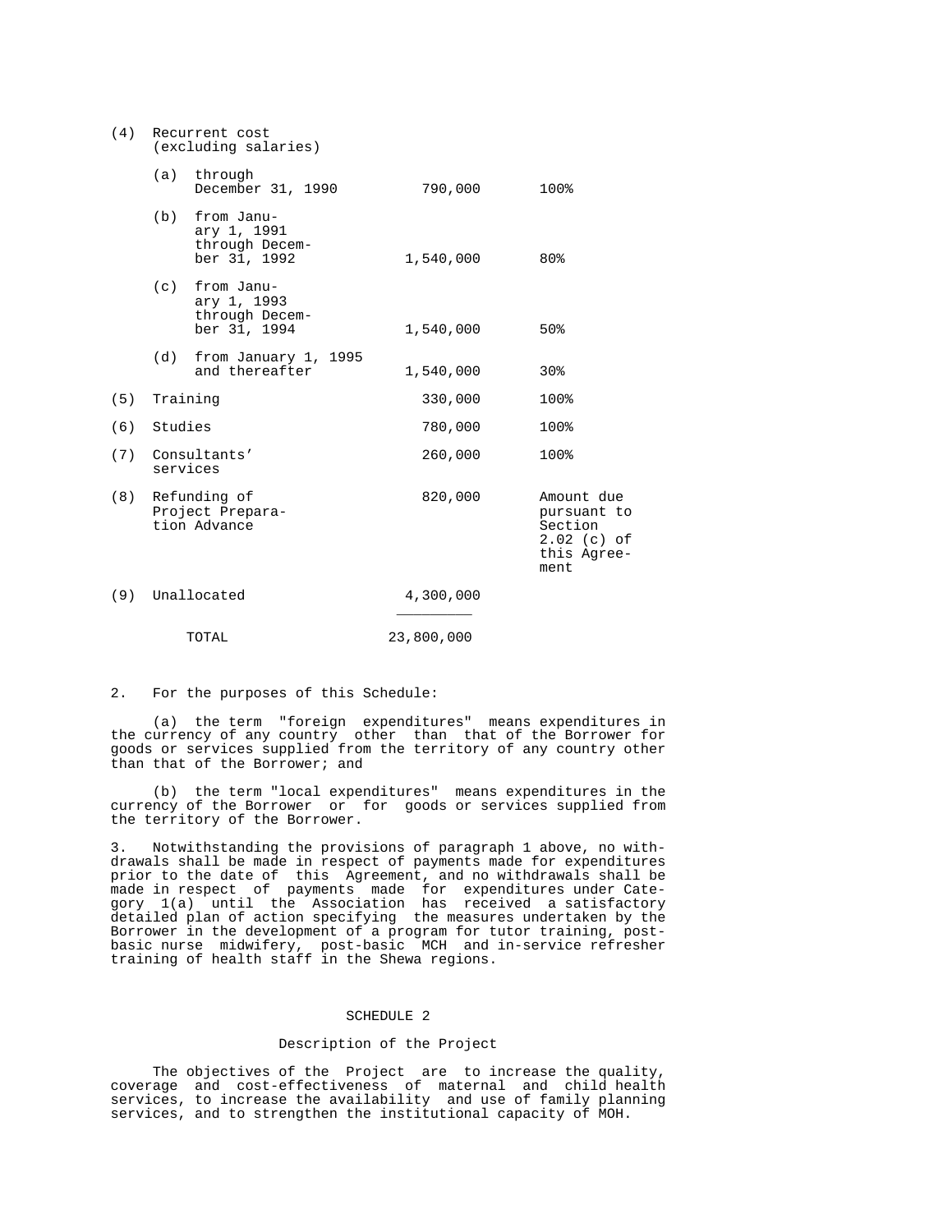| | | |
|---|---|---|
| (4) Recurrent cost (excluding salaries) | | |
| (a) through December 31, 1990 | 790,000 | 100% |
| (b) from January 1, 1991 through December 31, 1992 | 1,540,000 | 80% |
| (c) from January 1, 1993 through December 31, 1994 | 1,540,000 | 50% |
| (d) from January 1, 1995 and thereafter | 1,540,000 | 30% |
| (5) Training | 330,000 | 100% |
| (6) Studies | 780,000 | 100% |
| (7) Consultants' services | 260,000 | 100% |
| (8) Refunding of Project Preparation Advance | 820,000 | Amount due pursuant to Section 2.02 (c) of this Agreement |
| (9) Unallocated | 4,300,000 | |
| TOTAL | 23,800,000 | |

2. For the purposes of this Schedule:

(a) the term "foreign expenditures" means expenditures in the currency of any country other than that of the Borrower for goods or services supplied from the territory of any country other than that of the Borrower; and

(b) the term "local expenditures" means expenditures in the currency of the Borrower or for goods or services supplied from the territory of the Borrower.

3. Notwithstanding the provisions of paragraph 1 above, no withdrawals shall be made in respect of payments made for expenditures prior to the date of this Agreement, and no withdrawals shall be made in respect of payments made for expenditures under Category 1(a) until the Association has received a satisfactory detailed plan of action specifying the measures undertaken by the Borrower in the development of a program for tutor training, post-basic nurse midwifery, post-basic MCH and in-service refresher training of health staff in the Shewa regions.

## SCHEDULE 2

### Description of the Project

The objectives of the Project are to increase the quality, coverage and cost-effectiveness of maternal and child health services, to increase the availability and use of family planning services, and to strengthen the institutional capacity of MOH.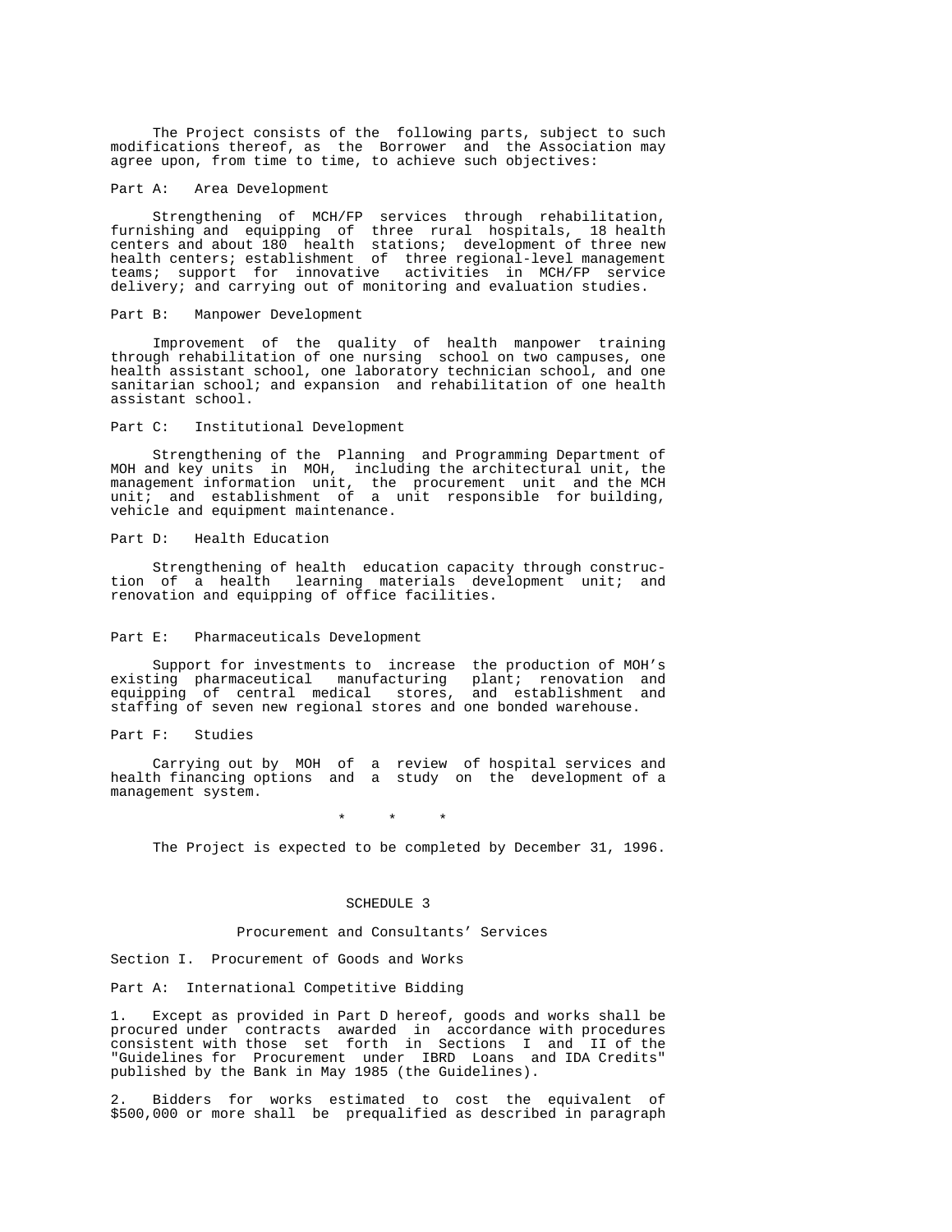The Project consists of the following parts, subject to such modifications thereof, as the Borrower and the Association may agree upon, from time to time, to achieve such objectives:

Part A: Area Development

Strengthening of MCH/FP services through rehabilitation, furnishing and equipping of three rural hospitals, 18 health centers and about 180 health stations; development of three new health centers; establishment of three regional-level management teams; support for innovative activities in MCH/FP service delivery; and carrying out of monitoring and evaluation studies.

Part B: Manpower Development

Improvement of the quality of health manpower training through rehabilitation of one nursing school on two campuses, one health assistant school, one laboratory technician school, and one sanitarian school; and expansion and rehabilitation of one health assistant school.

Part C: Institutional Development

Strengthening of the Planning and Programming Department of MOH and key units in MOH, including the architectural unit, the management information unit, the procurement unit and the MCH unit; and establishment of a unit responsible for building, vehicle and equipment maintenance.

Part D: Health Education

Strengthening of health education capacity through construction of a health learning materials development unit; and renovation and equipping of office facilities.

Part E: Pharmaceuticals Development

Support for investments to increase the production of MOH's existing pharmaceutical manufacturing plant; renovation and equipping of central medical stores, and establishment and staffing of seven new regional stores and one bonded warehouse.

Part F: Studies

Carrying out by MOH of a review of hospital services and health financing options and a study on the development of a management system.

\* \* \*

The Project is expected to be completed by December 31, 1996.

## SCHEDULE 3

### Procurement and Consultants' Services

Section I. Procurement of Goods and Works

Part A: International Competitive Bidding

1. Except as provided in Part D hereof, goods and works shall be procured under contracts awarded in accordance with procedures consistent with those set forth in Sections I and II of the "Guidelines for Procurement under IBRD Loans and IDA Credits" published by the Bank in May 1985 (the Guidelines).

2. Bidders for works estimated to cost the equivalent of $500,000 or more shall be prequalified as described in paragraph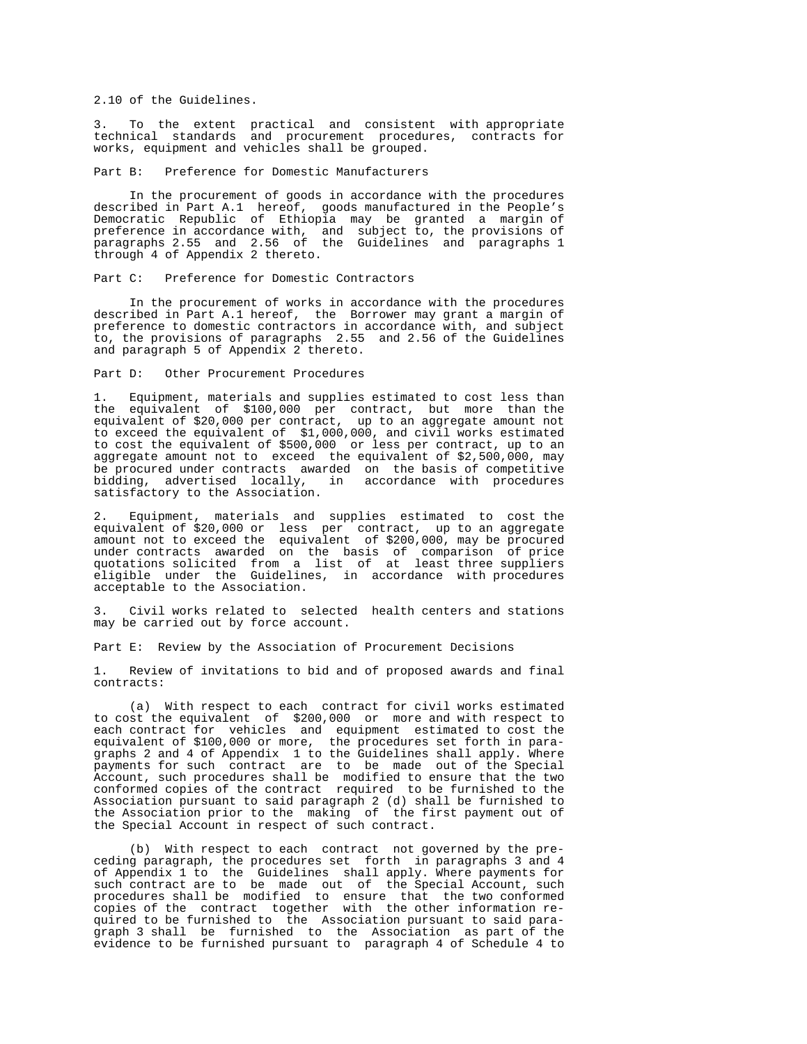2.10 of the Guidelines.

3. To the extent practical and consistent with appropriate technical standards and procurement procedures, contracts for works, equipment and vehicles shall be grouped.

Part B: Preference for Domestic Manufacturers

In the procurement of goods in accordance with the procedures described in Part A.1 hereof, goods manufactured in the People's Democratic Republic of Ethiopia may be granted a margin of preference in accordance with, and subject to, the provisions of paragraphs 2.55 and 2.56 of the Guidelines and paragraphs 1 through 4 of Appendix 2 thereto.

Part C: Preference for Domestic Contractors

In the procurement of works in accordance with the procedures described in Part A.1 hereof, the Borrower may grant a margin of preference to domestic contractors in accordance with, and subject to, the provisions of paragraphs 2.55 and 2.56 of the Guidelines and paragraph 5 of Appendix 2 thereto.

Part D: Other Procurement Procedures

1. Equipment, materials and supplies estimated to cost less than the equivalent of $100,000 per contract, but more than the equivalent of $20,000 per contract, up to an aggregate amount not to exceed the equivalent of $1,000,000, and civil works estimated to cost the equivalent of $500,000 or less per contract, up to an aggregate amount not to exceed the equivalent of $2,500,000, may be procured under contracts awarded on the basis of competitive bidding, advertised locally, in accordance with procedures satisfactory to the Association.

2. Equipment, materials and supplies estimated to cost the equivalent of $20,000 or less per contract, up to an aggregate amount not to exceed the equivalent of $200,000, may be procured under contracts awarded on the basis of comparison of price quotations solicited from a list of at least three suppliers eligible under the Guidelines, in accordance with procedures acceptable to the Association.

3. Civil works related to selected health centers and stations may be carried out by force account.

Part E: Review by the Association of Procurement Decisions

1. Review of invitations to bid and of proposed awards and final contracts:

(a) With respect to each contract for civil works estimated to cost the equivalent of $200,000 or more and with respect to each contract for vehicles and equipment estimated to cost the equivalent of $100,000 or more, the procedures set forth in paragraphs 2 and 4 of Appendix 1 to the Guidelines shall apply. Where payments for such contract are to be made out of the Special Account, such procedures shall be modified to ensure that the two conformed copies of the contract required to be furnished to the Association pursuant to said paragraph 2 (d) shall be furnished to the Association prior to the making of the first payment out of the Special Account in respect of such contract.

(b) With respect to each contract not governed by the preceding paragraph, the procedures set forth in paragraphs 3 and 4 of Appendix 1 to the Guidelines shall apply. Where payments for such contract are to be made out of the Special Account, such procedures shall be modified to ensure that the two conformed copies of the contract together with the other information required to be furnished to the Association pursuant to said paragraph 3 shall be furnished to the Association as part of the evidence to be furnished pursuant to paragraph 4 of Schedule 4 to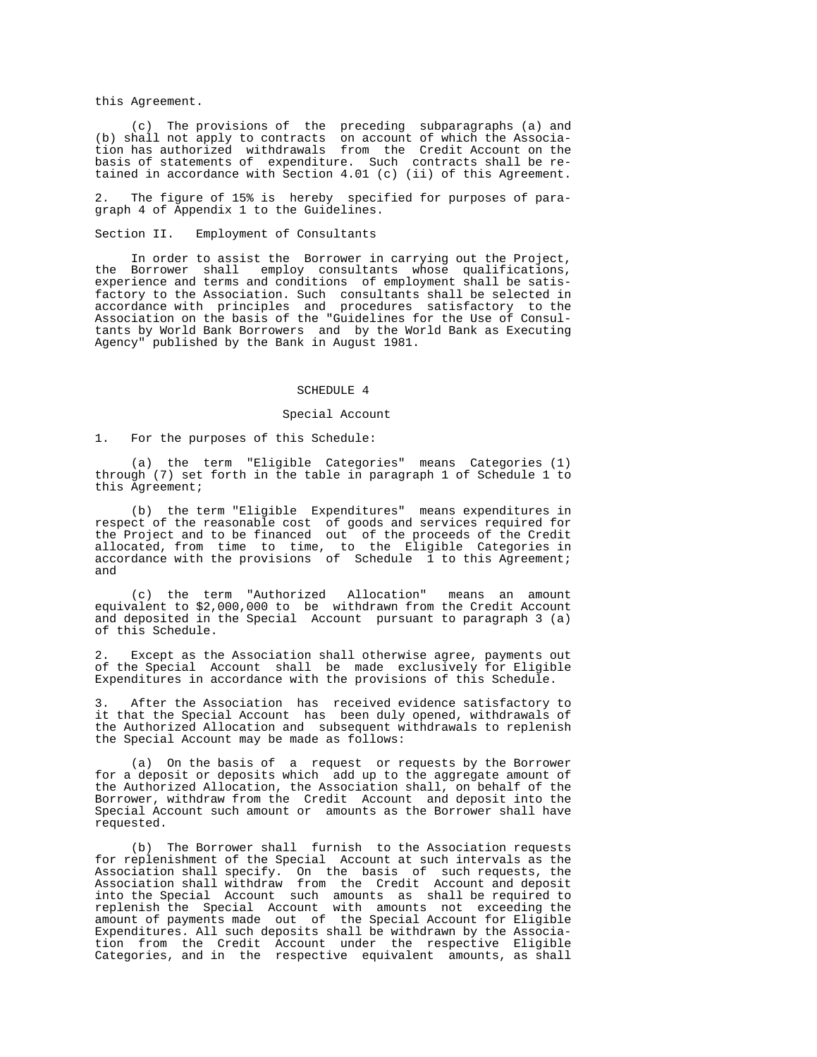this Agreement.

(c) The provisions of the preceding subparagraphs (a) and (b) shall not apply to contracts on account of which the Association has authorized withdrawals from the Credit Account on the basis of statements of expenditure. Such contracts shall be retained in accordance with Section 4.01 (c) (ii) of this Agreement.

2. The figure of 15% is hereby specified for purposes of paragraph 4 of Appendix 1 to the Guidelines.

Section II. Employment of Consultants

In order to assist the Borrower in carrying out the Project, the Borrower shall employ consultants whose qualifications, experience and terms and conditions of employment shall be satisfactory to the Association. Such consultants shall be selected in accordance with principles and procedures satisfactory to the Association on the basis of the "Guidelines for the Use of Consultants by World Bank Borrowers and by the World Bank as Executing Agency" published by the Bank in August 1981.

## SCHEDULE 4

### Special Account

1. For the purposes of this Schedule:

(a) the term "Eligible Categories" means Categories (1) through (7) set forth in the table in paragraph 1 of Schedule 1 to this Agreement;

(b) the term "Eligible Expenditures" means expenditures in respect of the reasonable cost of goods and services required for the Project and to be financed out of the proceeds of the Credit allocated, from time to time, to the Eligible Categories in accordance with the provisions of Schedule 1 to this Agreement; and

(c) the term "Authorized Allocation" means an amount equivalent to $2,000,000 to be withdrawn from the Credit Account and deposited in the Special Account pursuant to paragraph 3 (a) of this Schedule.

2. Except as the Association shall otherwise agree, payments out of the Special Account shall be made exclusively for Eligible Expenditures in accordance with the provisions of this Schedule.

3. After the Association has received evidence satisfactory to it that the Special Account has been duly opened, withdrawals of the Authorized Allocation and subsequent withdrawals to replenish the Special Account may be made as follows:

(a) On the basis of a request or requests by the Borrower for a deposit or deposits which add up to the aggregate amount of the Authorized Allocation, the Association shall, on behalf of the Borrower, withdraw from the Credit Account and deposit into the Special Account such amount or amounts as the Borrower shall have requested.

(b) The Borrower shall furnish to the Association requests for replenishment of the Special Account at such intervals as the Association shall specify. On the basis of such requests, the Association shall withdraw from the Credit Account and deposit into the Special Account such amounts as shall be required to replenish the Special Account with amounts not exceeding the amount of payments made out of the Special Account for Eligible Expenditures. All such deposits shall be withdrawn by the Association from the Credit Account under the respective Eligible Categories, and in the respective equivalent amounts, as shall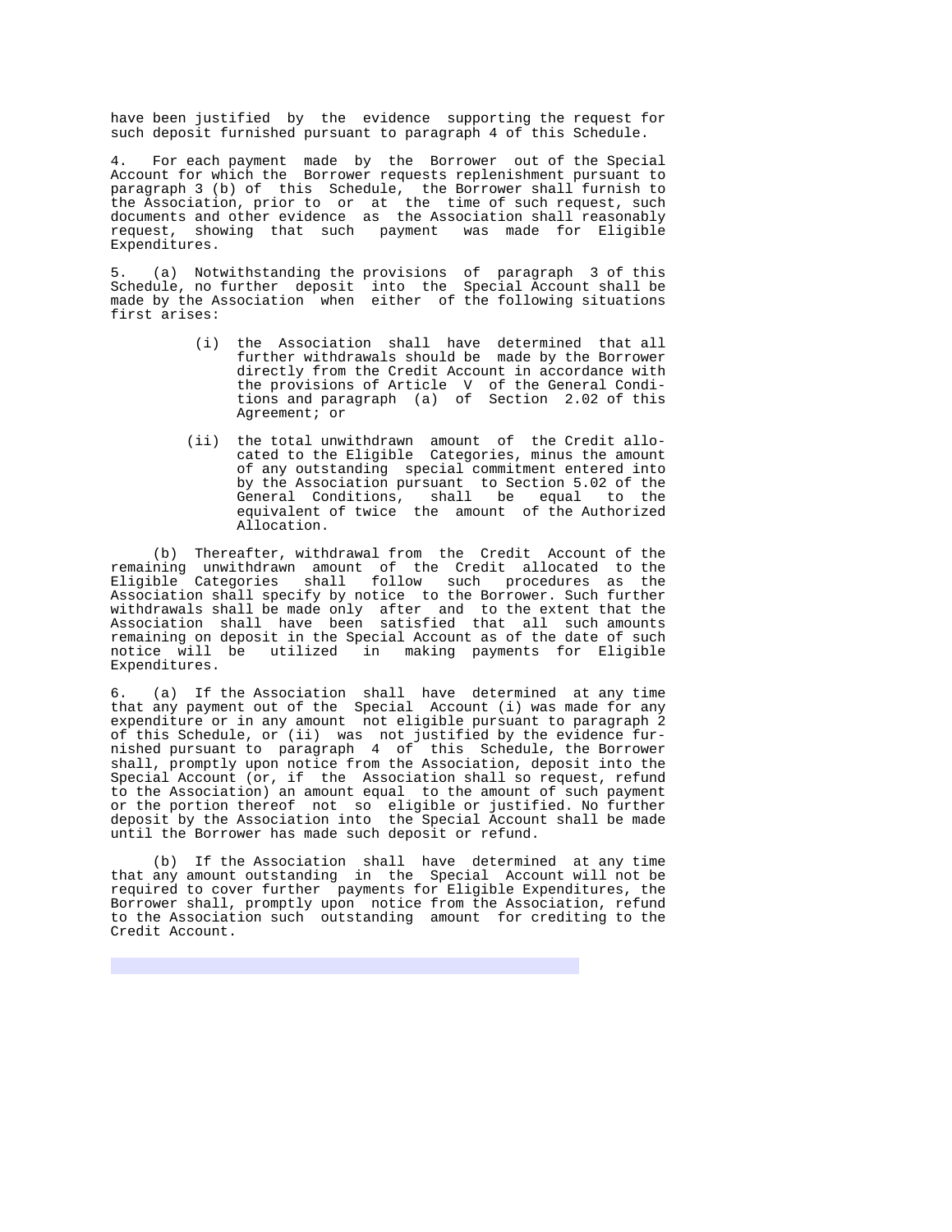have been justified by the evidence supporting the request for such deposit furnished pursuant to paragraph 4 of this Schedule.

4. For each payment made by the Borrower out of the Special Account for which the Borrower requests replenishment pursuant to paragraph 3 (b) of this Schedule, the Borrower shall furnish to the Association, prior to or at the time of such request, such documents and other evidence as the Association shall reasonably request, showing that such payment was made for Eligible Expenditures.

5. (a) Notwithstanding the provisions of paragraph 3 of this Schedule, no further deposit into the Special Account shall be made by the Association when either of the following situations first arises:

(i) the Association shall have determined that all further withdrawals should be made by the Borrower directly from the Credit Account in accordance with the provisions of Article V of the General Conditions and paragraph (a) of Section 2.02 of this Agreement; or

(ii) the total unwithdrawn amount of the Credit allocated to the Eligible Categories, minus the amount of any outstanding special commitment entered into by the Association pursuant to Section 5.02 of the General Conditions, shall be equal to the equivalent of twice the amount of the Authorized Allocation.

(b) Thereafter, withdrawal from the Credit Account of the remaining unwithdrawn amount of the Credit allocated to the Eligible Categories shall follow such procedures as the Association shall specify by notice to the Borrower. Such further withdrawals shall be made only after and to the extent that the Association shall have been satisfied that all such amounts remaining on deposit in the Special Account as of the date of such notice will be utilized in making payments for Eligible Expenditures.

6. (a) If the Association shall have determined at any time that any payment out of the Special Account (i) was made for any expenditure or in any amount not eligible pursuant to paragraph 2 of this Schedule, or (ii) was not justified by the evidence furnished pursuant to paragraph 4 of this Schedule, the Borrower shall, promptly upon notice from the Association, deposit into the Special Account (or, if the Association shall so request, refund to the Association) an amount equal to the amount of such payment or the portion thereof not so eligible or justified. No further deposit by the Association into the Special Account shall be made until the Borrower has made such deposit or refund.

(b) If the Association shall have determined at any time that any amount outstanding in the Special Account will not be required to cover further payments for Eligible Expenditures, the Borrower shall, promptly upon notice from the Association, refund to the Association such outstanding amount for crediting to the Credit Account.